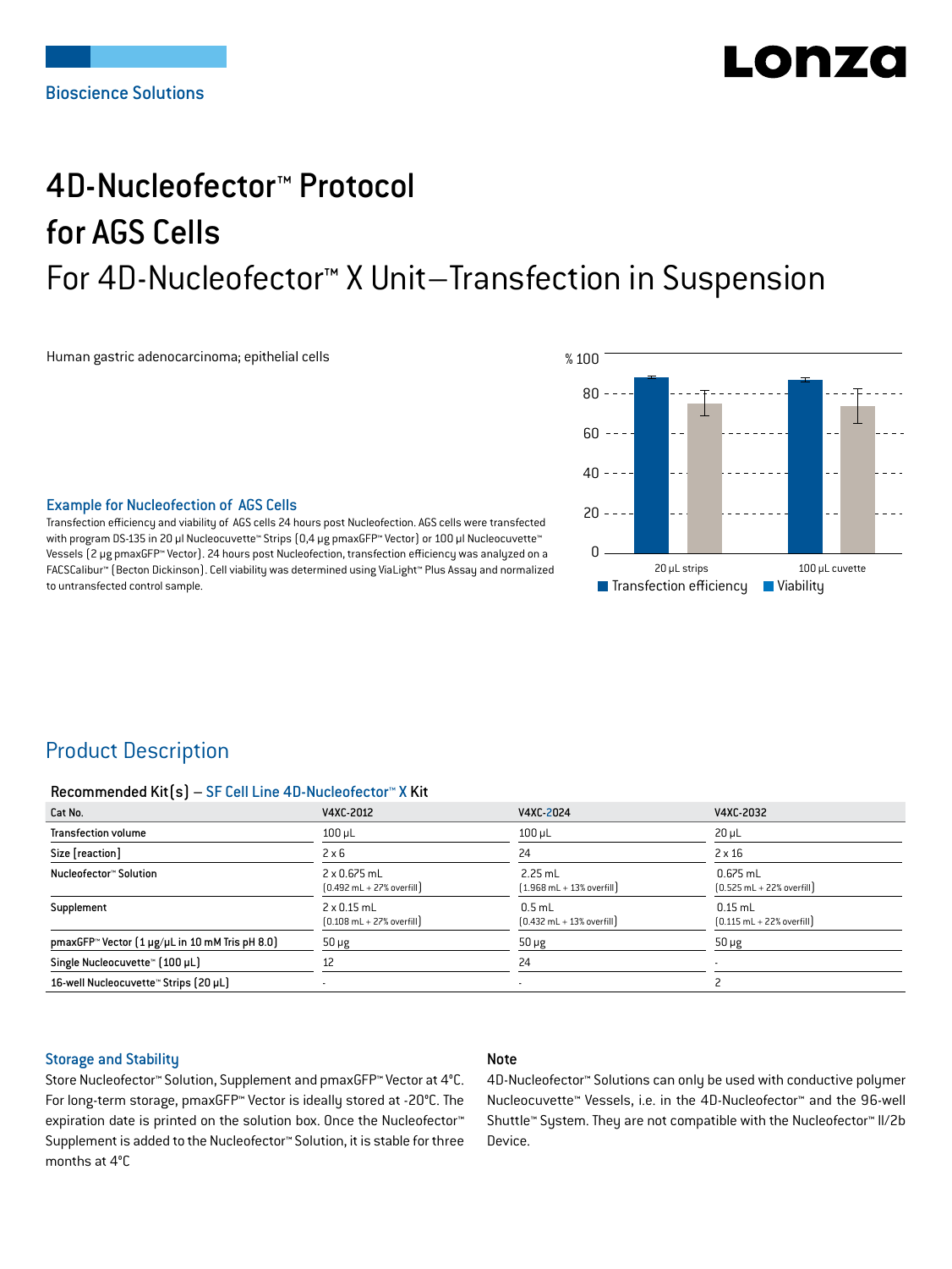Bioscience Solutions

# 4D-Nucleofector™ Protocol for AGS Cells

## For 4D-Nucleofector™ X Unit–Transfection in Suspension

Human gastric adenocarcinoma; epithelial cells

### Example for Nucleofection of AGS Cells

Transfection efficiency and viability of AGS cells 24 hours post Nucleofection. AGS cells were transfected with program DS-135 in 20 µl Nucleocuvette™ Strips (0,4 µg pmaxGFP™ Vector) or 100 µl Nucleocuvette™ Vessels (2 µg pmaxGFP™ Vector). 24 hours post Nucleofection, transfection efficiency was analyzed on a FACSCalibur™ (Becton Dickinson). Cell viability was determined using ViaLight™ Plus Assay and normalized to untransfected control sample.

## Product Description

**Recommended Kit(s) – SF Cell Line 4D-Nucleofector™ X Kit**

| Cat No. | V4XC-2012 | V4XC-2024 | V4XC-2032 |
|---|---|---|---|
| Transfection volume | 100 µL | 100 µL | 20 µL |
| Size [reaction] | 2 x 6 | 24 | 2 x 16 |
| Nucleofector™ Solution | 2 x 0.675 mL (0.492 mL + 27% overfill) | 2.25 mL (1.968 mL + 13% overfill) | 0.675 mL (0.525 mL + 22% overfill) |
| Supplement | 2 x 0.15 mL (0.108 mL + 27% overfill) | 0.5 mL (0.432 mL + 13% overfill) | 0.15 mL (0.115 mL + 22% overfill) |
| pmaxGFP™ Vector (1 µg/µL in 10 mM Tris pH 8.0) | 50 µg | 50 µg | 50 µg |
| Single Nucleocuvette™ (100 µL) | 12 | 24 | - |
| 16-well Nucleocuvette™ Strips (20 µL) | - | - | 2 |

### Storage and Stability

Store Nucleofector™ Solution, Supplement and pmaxGFP™ Vector at 4°C. For long-term storage, pmaxGFP™ Vector is ideally stored at -20°C. The expiration date is printed on the solution box. Once the Nucleofector™ Supplement is added to the Nucleofector™ Solution, it is stable for three months at 4°C

### Note

4D-Nucleofector™ Solutions can only be used with conductive polymer Nucleocuvette™ Vessels, i.e. in the 4D-Nucleofector™ and the 96-well Shuttle™ System. They are not compatible with the Nucleofector™ II/2b Device.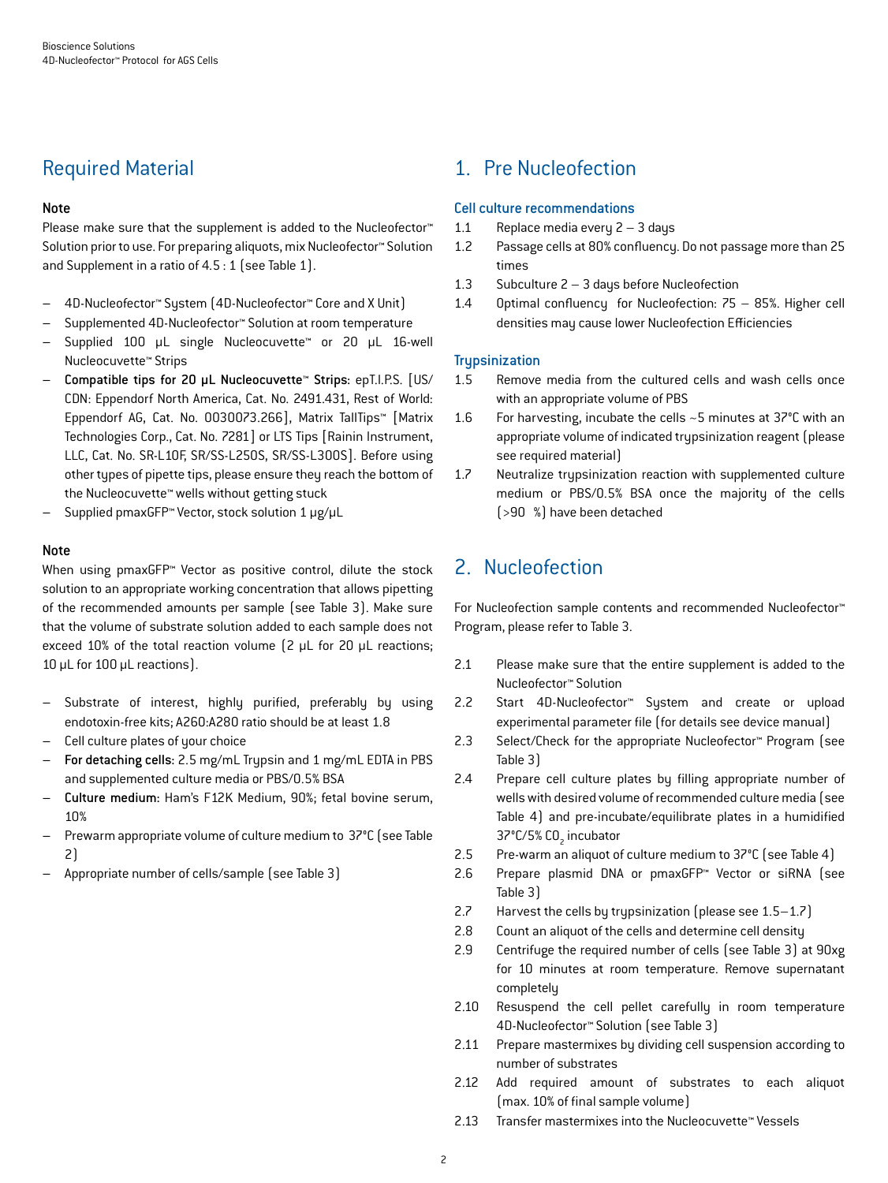## Required Material

**Note**

Please make sure that the supplement is added to the Nucleofector™ Solution prior to use. For preparing aliquots, mix Nucleofector™ Solution and Supplement in a ratio of 4.5 : 1 (see Table 1).

- 4D-Nucleofector™ System (4D-Nucleofector™ Core and X Unit)
- Supplemented 4D-Nucleofector™ Solution at room temperature
- Supplied 100 µL single Nucleocuvette™ or 20 µL 16-well Nucleocuvette™ Strips
- **Compatible tips for 20 µL Nucleocuvette™ Strips**: epT.I.P.S. [US/CDN: Eppendorf North America, Cat. No. 2491.431, Rest of World: Eppendorf AG, Cat. No. 0030073.266], Matrix TallTips™ [Matrix Technologies Corp., Cat. No. 7281] or LTS Tips [Rainin Instrument, LLC, Cat. No. SR-L10F, SR/SS-L250S, SR/SS-L300S]. Before using other types of pipette tips, please ensure they reach the bottom of the Nucleocuvette™ wells without getting stuck
- Supplied pmaxGFP™ Vector, stock solution 1 µg/µL

**Note**

When using pmaxGFP™ Vector as positive control, dilute the stock solution to an appropriate working concentration that allows pipetting of the recommended amounts per sample (see Table 3). Make sure that the volume of substrate solution added to each sample does not exceed 10% of the total reaction volume (2 µL for 20 µL reactions; 10 µL for 100 µL reactions).

- Substrate of interest, highly purified, preferably by using endotoxin-free kits; A260:A280 ratio should be at least 1.8
- Cell culture plates of your choice
- **For detaching cells**: 2.5 mg/mL Trypsin and 1 mg/mL EDTA in PBS and supplemented culture media or PBS/0.5% BSA
- **Culture medium**: Ham's F12K Medium, 90%; fetal bovine serum, 10%
- Prewarm appropriate volume of culture medium to 37°C (see Table 2)
- Appropriate number of cells/sample (see Table 3)

## 1. Pre Nucleofection

### Cell culture recommendations

1.1 Replace media every 2 – 3 days

1.2 Passage cells at 80% confluency. Do not passage more than 25 times

1.3 Subculture 2 – 3 days before Nucleofection

1.4 Optimal confluency for Nucleofection: 75 – 85%. Higher cell densities may cause lower Nucleofection Efficiencies

### Trypsinization

1.5 Remove media from the cultured cells and wash cells once with an appropriate volume of PBS

1.6 For harvesting, incubate the cells ~5 minutes at 37°C with an appropriate volume of indicated trypsinization reagent (please see required material)

1.7 Neutralize trypsinization reaction with supplemented culture medium or PBS/0.5% BSA once the majority of the cells (>90 %) have been detached

## 2. Nucleofection

For Nucleofection sample contents and recommended Nucleofector™ Program, please refer to Table 3.

2.1 Please make sure that the entire supplement is added to the Nucleofector™ Solution

2.2 Start 4D-Nucleofector™ System and create or upload experimental parameter file (for details see device manual)

2.3 Select/Check for the appropriate Nucleofector™ Program (see Table 3)

2.4 Prepare cell culture plates by filling appropriate number of wells with desired volume of recommended culture media (see Table 4) and pre-incubate/equilibrate plates in a humidified 37°C/5% $CO_2$ incubator

2.5 Pre-warm an aliquot of culture medium to 37°C (see Table 4)

2.6 Prepare plasmid DNA or pmaxGFP™ Vector or siRNA (see Table 3)

2.7 Harvest the cells by trypsinization (please see 1.5–1.7)

2.8 Count an aliquot of the cells and determine cell density

2.9 Centrifuge the required number of cells (see Table 3) at 90xg for 10 minutes at room temperature. Remove supernatant completely

2.10 Resuspend the cell pellet carefully in room temperature 4D-Nucleofector™ Solution (see Table 3)

2.11 Prepare mastermixes by dividing cell suspension according to number of substrates

2.12 Add required amount of substrates to each aliquot (max. 10% of final sample volume)

2.13 Transfer mastermixes into the Nucleocuvette™ Vessels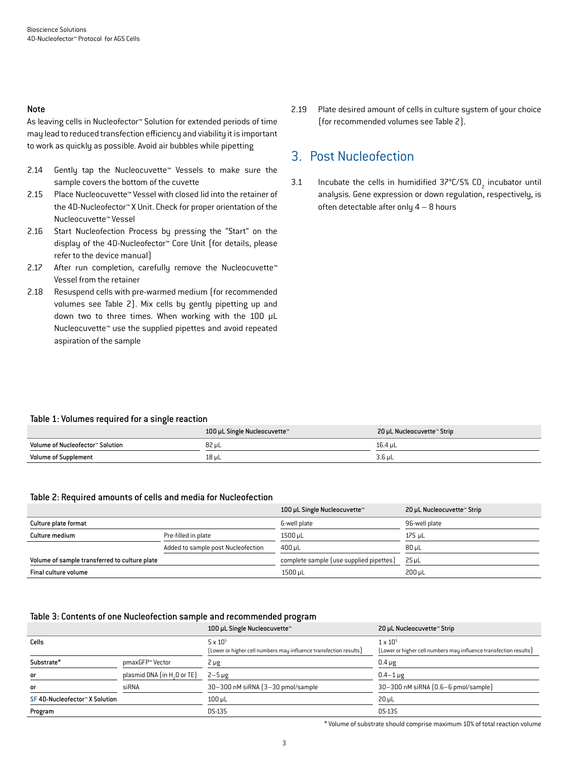**Note**

As leaving cells in Nucleofector™ Solution for extended periods of time may lead to reduced transfection efficiency and viability it is important to work as quickly as possible. Avoid air bubbles while pipetting

2.14 Gently tap the Nucleocuvette™ Vessels to make sure the sample covers the bottom of the cuvette

2.15 Place Nucleocuvette™ Vessel with closed lid into the retainer of the 4D-Nucleofector™ X Unit. Check for proper orientation of the Nucleocuvette™ Vessel

2.16 Start Nucleofection Process by pressing the "Start" on the display of the 4D-Nucleofector™ Core Unit (for details, please refer to the device manual)

2.17 After run completion, carefully remove the Nucleocuvette™ Vessel from the retainer

2.18 Resuspend cells with pre-warmed medium (for recommended volumes see Table 2). Mix cells by gently pipetting up and down two to three times. When working with the 100 µL Nucleocuvette™ use the supplied pipettes and avoid repeated aspiration of the sample

2.19 Plate desired amount of cells in culture system of your choice (for recommended volumes see Table 2).

## 3. Post Nucleofection

3.1 Incubate the cells in humidified 37°C/5% $CO_2$ incubator until analysis. Gene expression or down regulation, respectively, is often detectable after only 4 – 8 hours

**Table 1: Volumes required for a single reaction**

| | 100 µL Single Nucleocuvette™ | 20 µL Nucleocuvette™ Strip |
|---|---|---|
| Volume of Nucleofector™ Solution | 82 µL | 16.4 µL |
| Volume of Supplement | 18 µL | 3.6 µL |

**Table 2: Required amounts of cells and media for Nucleofection**

| | | 100 µL Single Nucleocuvette™ | 20 µL Nucleocuvette™ Strip |
|---|---|---|---|
| Culture plate format | | 6-well plate | 96-well plate |
| Culture medium | Pre-filled in plate | 1500 µL | 175 µL |
| | Added to sample post Nucleofection | 400 µL | 80 µL |
| Volume of sample transferred to culture plate | | complete sample (use supplied pipettes) | 25 µL |
| Final culture volume | | 1500 µL | 200 µL |

**Table 3: Contents of one Nucleofection sample and recommended program**

| | | 100 µL Single Nucleocuvette™ | 20 µL Nucleocuvette™ Strip |
|---|---|---|---|
| Cells | | $5 \times 10^5$ (Lower or higher cell numbers may influence transfection results) | $1 \times 10^5$ (Lower or higher cell numbers may influence transfection results) |
| Substrate* | pmaxGFP™ Vector | 2 µg | 0.4 µg |
| or | plasmid DNA (in $H_2O$ or TE) | 2–5 µg | 0.4–1 µg |
| or | siRNA | 30–300 nM siRNA (3–30 pmol/sample | 30–300 nM siRNA (0.6–6 pmol/sample) |
| SF 4D-Nucleofector™ X Solution | | 100 µL | 20 µL |
| Program | | DS-135 | DS-135 |

* Volume of substrate should comprise maximum 10% of total reaction volume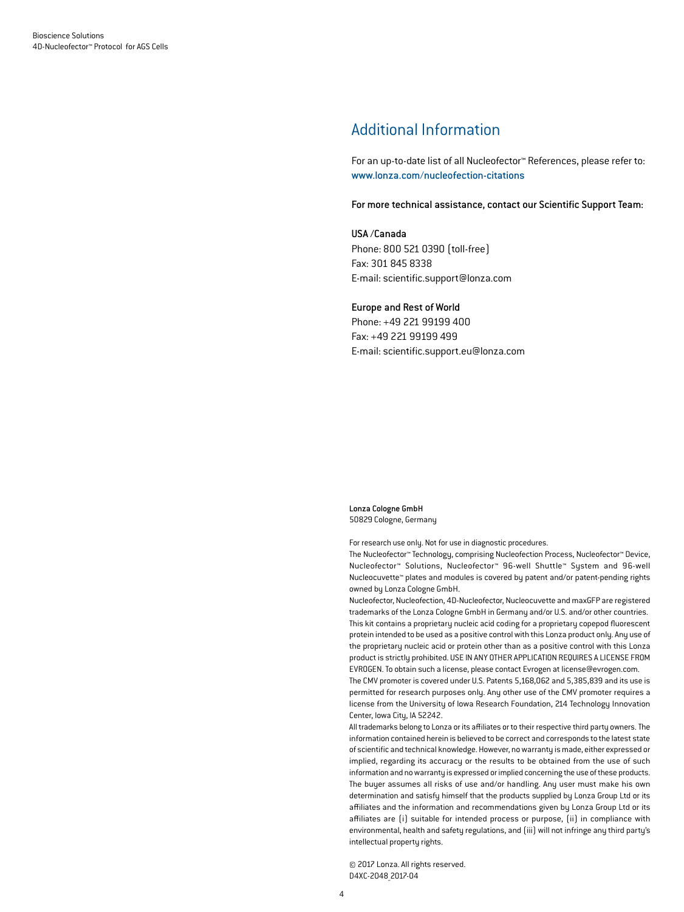## Additional Information

For an up-to-date list of all Nucleofector™ References, please refer to:
**www.lonza.com/nucleofection-citations**

**For more technical assistance, contact our Scientific Support Team:**

**USA /Canada**
Phone: 800 521 0390 (toll-free)
Fax: 301 845 8338
E-mail: scientific.support@lonza.com

**Europe and Rest of World**
Phone: +49 221 99199 400
Fax: +49 221 99199 499
E-mail: scientific.support.eu@lonza.com

**Lonza Cologne GmbH**
50829 Cologne, Germany

For research use only. Not for use in diagnostic procedures.
The Nucleofector™ Technology, comprising Nucleofection Process, Nucleofector™ Device, Nucleofector™ Solutions, Nucleofector™ 96-well Shuttle™ System and 96-well Nucleocuvette™ plates and modules is covered by patent and/or patent-pending rights owned by Lonza Cologne GmbH.
Nucleofector, Nucleofection, 4D-Nucleofector, Nucleocuvette and maxGFP are registered trademarks of the Lonza Cologne GmbH in Germany and/or U.S. and/or other countries.
This kit contains a proprietary nucleic acid coding for a proprietary copepod fluorescent protein intended to be used as a positive control with this Lonza product only. Any use of the proprietary nucleic acid or protein other than as a positive control with this Lonza product is strictly prohibited. USE IN ANY OTHER APPLICATION REQUIRES A LICENSE FROM EVROGEN. To obtain such a license, please contact Evrogen at license@evrogen.com.
The CMV promoter is covered under U.S. Patents 5,168,062 and 5,385,839 and its use is permitted for research purposes only. Any other use of the CMV promoter requires a license from the University of Iowa Research Foundation, 214 Technology Innovation Center, Iowa City, IA 52242.
All trademarks belong to Lonza or its affiliates or to their respective third party owners. The information contained herein is believed to be correct and corresponds to the latest state of scientific and technical knowledge. However, no warranty is made, either expressed or implied, regarding its accuracy or the results to be obtained from the use of such information and no warranty is expressed or implied concerning the use of these products. The buyer assumes all risks of use and/or handling. Any user must make his own determination and satisfy himself that the products supplied by Lonza Group Ltd or its affiliates and the information and recommendations given by Lonza Group Ltd or its affiliates are (i) suitable for intended process or purpose, (ii) in compliance with environmental, health and safety regulations, and (iii) will not infringe any third party's intellectual property rights.

© 2017 Lonza. All rights reserved.
D4XC-2048_2017-04